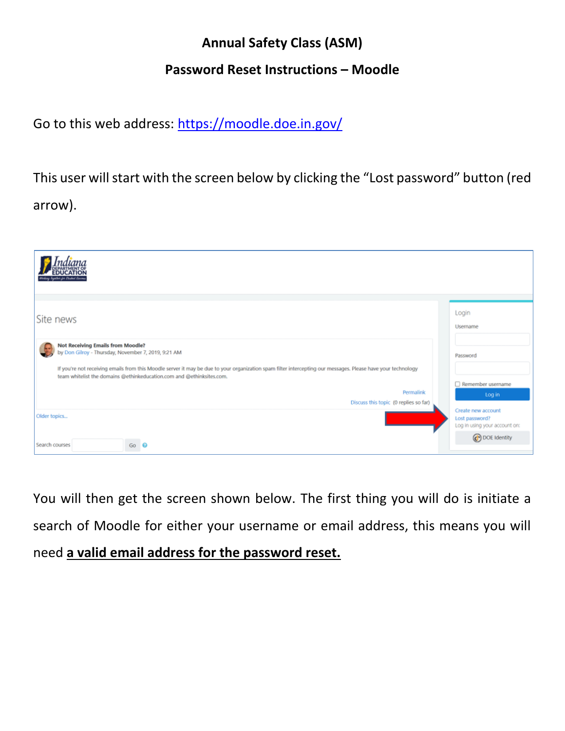# Annual Safety Class (ASM)

## Password Reset Instructions – Moodle

Go to this web address: [https://moodle.doe.in.gov/](https://moodle.doe.in.gov/)

This user will start with the screen below by clicking the "Lost password" button (red arrow).

You will then get the screen shown below. The first thing you will do is initiate a search of Moodle for either your username or email address, this means you will need **a valid email address for the password reset.**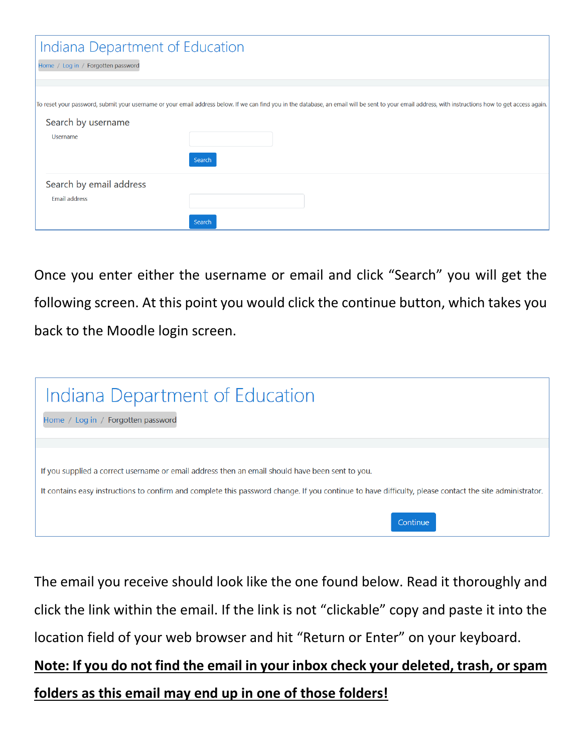Indiana Department of Education

Home / Log in / Forgotten password

To reset your password, submit your username or your email address below. If we can find you in the database, an email will be sent to your email address, with instructions how to get access again.

Search by username

Username

Search

Search by email address

Email address

Search

Once you enter either the username or email and click "Search" you will get the following screen. At this point you would click the continue button, which takes you back to the Moodle login screen.

Indiana Department of Education

Home / Log in / Forgotten password

If you supplied a correct username or email address then an email should have been sent to you.

It contains easy instructions to confirm and complete this password change. If you continue to have difficulty, please contact the site administrator.

Continue

The email you receive should look like the one found below. Read it thoroughly and click the link within the email. If the link is not "clickable" copy and paste it into the location field of your web browser and hit "Return or Enter" on your keyboard.

**Note: If you do not find the email in your inbox check your deleted, trash, or spam folders as this email may end up in one of those folders!**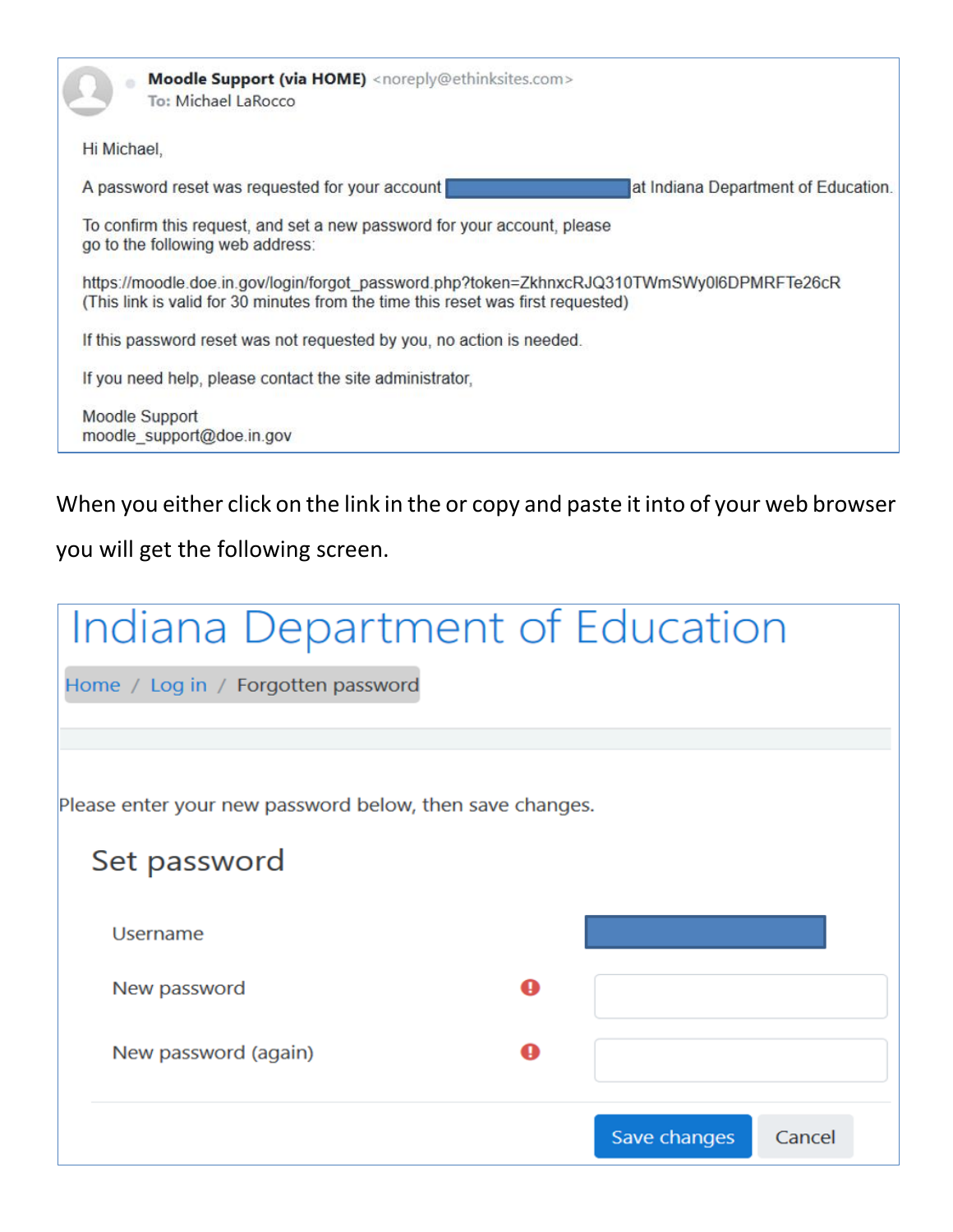Moodle Support (via HOME) <noreply@ethinksites.com>
To: Michael LaRocco

Hi Michael,

A password reset was requested for your account at Indiana Department of Education.

To confirm this request, and set a new password for your account, please go to the following web address:

https://moodle.doe.in.gov/login/forgot_password.php?token=ZkhnxcRJQ310TWmSWy0l6DPMRFTe26cR
(This link is valid for 30 minutes from the time this reset was first requested)

If this password reset was not requested by you, no action is needed.

If you need help, please contact the site administrator,

Moodle Support
moodle_support@doe.in.gov

When you either click on the link in the or copy and paste it into of your web browser you will get the following screen.

Indiana Department of Education

Home / Log in / Forgotten password

Please enter your new password below, then save changes.

Set password

Username

New password

New password (again)

Save changes Cancel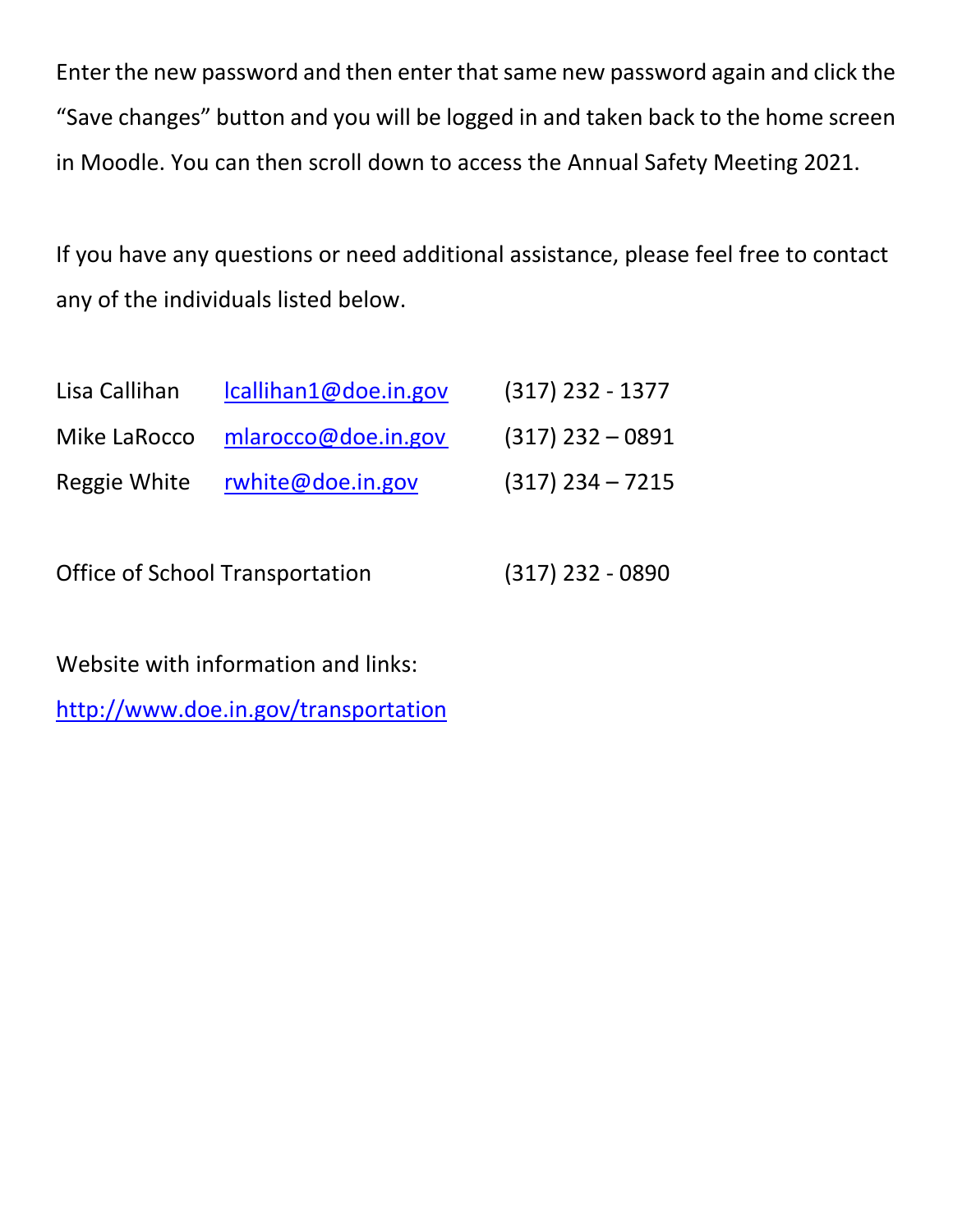Enter the new password and then enter that same new password again and click the "Save changes" button and you will be logged in and taken back to the home screen in Moodle. You can then scroll down to access the Annual Safety Meeting 2021.

If you have any questions or need additional assistance, please feel free to contact any of the individuals listed below.

| | | |
|---|---|---|
| Lisa Callihan | lcallihan1@doe.in.gov | (317) 232 - 1377 |
| Mike LaRocco | mlarocco@doe.in.gov | (317) 232 – 0891 |
| Reggie White | rwhite@doe.in.gov | (317) 234 – 7215 |

Office of School Transportation (317) 232 - 0890

Website with information and links:

http://www.doe.in.gov/transportation